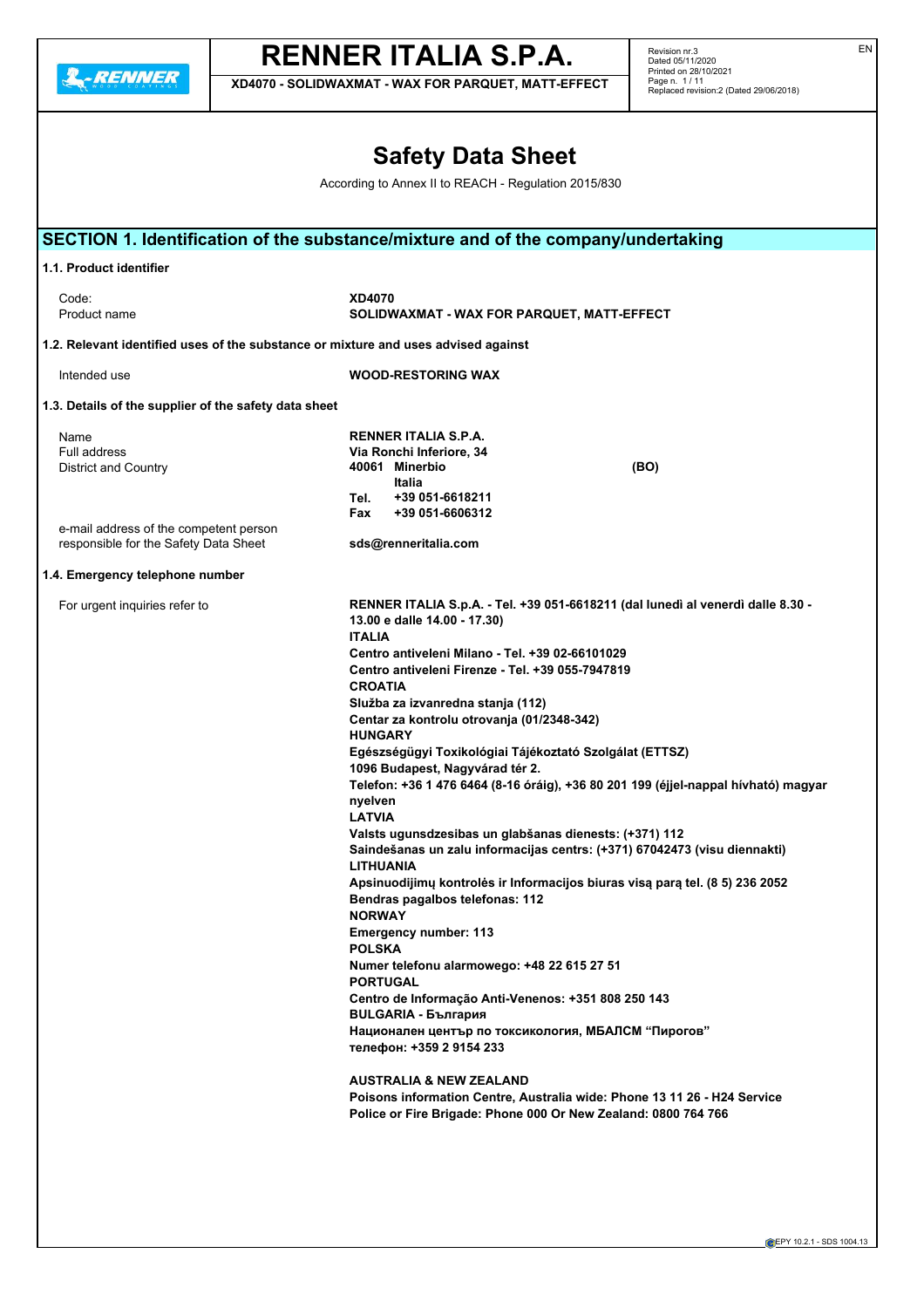# RENNER ITALIA S.P.A.

**XD4070 - SOLIDWAXMAT - WAX FOR PARQUET, MATT-EFFECT**

Revision nr.3
Dated 05/11/2020
Printed on 28/10/2021
Replaced revision:2 (Dated 29/06/2018)

# Safety Data Sheet

According to Annex II to REACH - Regulation 2015/830

## SECTION 1. Identification of the substance/mixture and of the company/undertaking

### 1.1. Product identifier

| | |
|---|---|
| Code: | **XD4070** |
| Product name | **SOLIDWAXMAT - WAX FOR PARQUET, MATT-EFFECT** |

### 1.2. Relevant identified uses of the substance or mixture and uses advised against

| | |
|---|---|
| Intended use | **WOOD-RESTORING WAX** |

### 1.3. Details of the supplier of the safety data sheet

| | |
|---|---|
| Name | **RENNER ITALIA S.P.A.** |
| Full address | **Via Ronchi Inferiore, 34** |
| District and Country | **40061 Minerbio (BO)** |
| | **Italia** |
| | **Tel. +39 051-6618211** |
| | **Fax +39 051-6606312** |
| e-mail address of the competent person responsible for the Safety Data Sheet | **sds@renneritalia.com** |

### 1.4. Emergency telephone number

For urgent inquiries refer to

**RENNER ITALIA S.p.A. - Tel. +39 051-6618211 (dal lunedì al venerdì dalle 8.30 - 13.00 e dalle 14.00 - 17.30)**
**ITALIA**
**Centro antiveleni Milano - Tel. +39 02-66101029**
**Centro antiveleni Firenze - Tel. +39 055-7947819**
**CROATIA**
**Služba za izvanredna stanja (112)**
**Centar za kontrolu otrovanja (01/2348-342)**
**HUNGARY**
**Egészségügyi Toxikológiai Tájékoztató Szolgálat (ETTSZ)**
**1096 Budapest, Nagyvárad tér 2.**
**Telefon: +36 1 476 6464 (8-16 óráig), +36 80 201 199 (éjjel-nappal hívható) magyar nyelven**
**LATVIA**
**Valsts ugunsdzesibas un glabšanas dienests: (+371) 112**
**Saindešanas un zalu informacijas centrs: (+371) 67042473 (visu diennakti)**
**LITHUANIA**
**Apsinuodijimų kontrolės ir Informacijos biuras visą parą tel. (8 5) 236 2052**
**Bendras pagalbos telefonas: 112**
**NORWAY**
**Emergency number: 113**
**POLSKA**
**Numer telefonu alarmowego: +48 22 615 27 51**
**PORTUGAL**
**Centro de Informação Anti-Venenos: +351 808 250 143**
**BULGARIA - България**
**Национален център по токсикология, МБАЛСМ "Пирогов"**
**телефон: +359 2 9154 233**

**AUSTRALIA & NEW ZEALAND**
**Poisons information Centre, Australia wide: Phone 13 11 26 - H24 Service**
**Police or Fire Brigade: Phone 000 Or New Zealand: 0800 764 766**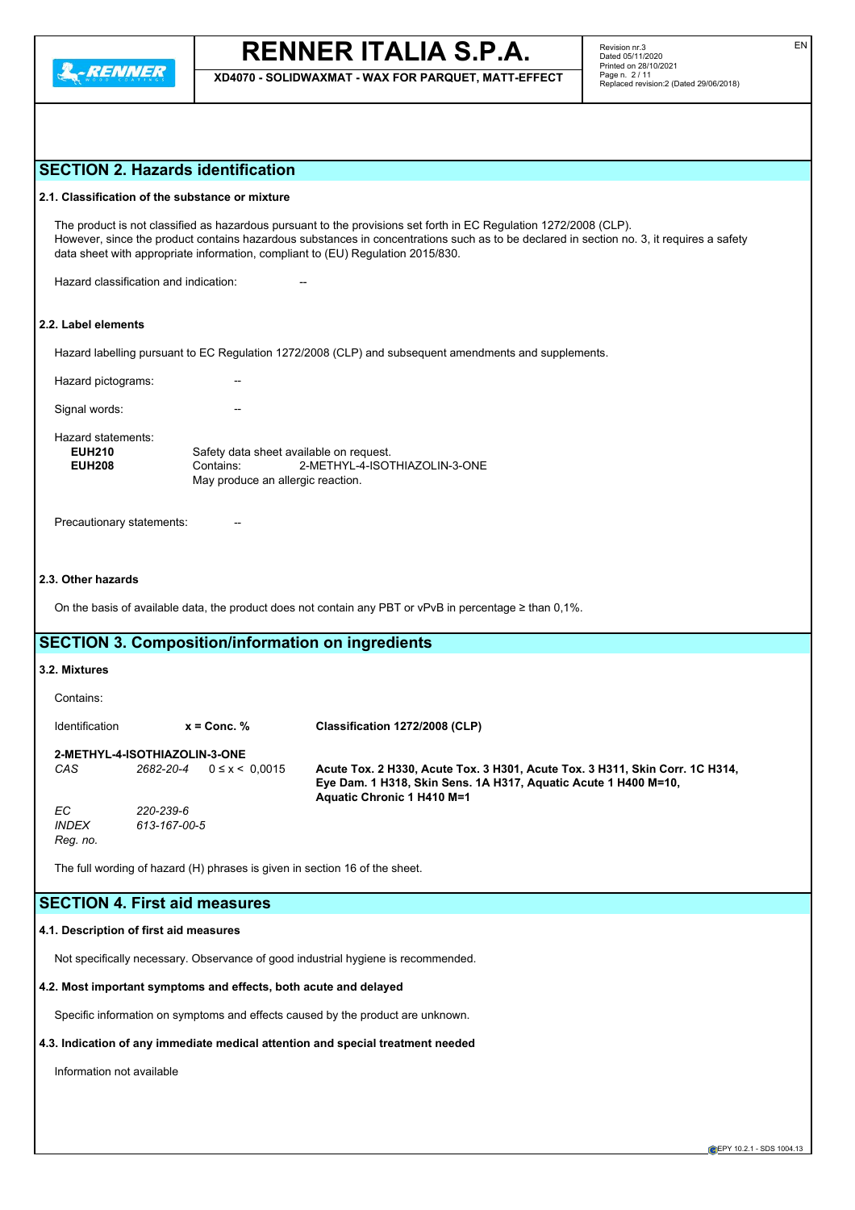## SECTION 2. Hazards identification

### 2.1. Classification of the substance or mixture

The product is not classified as hazardous pursuant to the provisions set forth in EC Regulation 1272/2008 (CLP).
However, since the product contains hazardous substances in concentrations such as to be declared in section no. 3, it requires a safety data sheet with appropriate information, compliant to (EU) Regulation 2015/830.

Hazard classification and indication: --

### 2.2. Label elements

Hazard labelling pursuant to EC Regulation 1272/2008 (CLP) and subsequent amendments and supplements.

Hazard pictograms: --

Signal words: --

Hazard statements:

**EUH210** Safety data sheet available on request.
**EUH208** Contains: 2-METHYL-4-ISOTHIAZOLIN-3-ONE
May produce an allergic reaction.

Precautionary statements: --

### 2.3. Other hazards

On the basis of available data, the product does not contain any PBT or vPvB in percentage ≥ than 0,1%.

## SECTION 3. Composition/information on ingredients

### 3.2. Mixtures

Contains:

| Identification | | x = Conc. % | Classification 1272/2008 (CLP) |
|---|---|---|---|
| **2-METHYL-4-ISOTHIAZOLIN-3-ONE** | | | |
| *CAS* | *2682-20-4* | 0 ≤ x < 0,0015 | **Acute Tox. 2 H330, Acute Tox. 3 H301, Acute Tox. 3 H311, Skin Corr. 1C H314, Eye Dam. 1 H318, Skin Sens. 1A H317, Aquatic Acute 1 H400 M=10, Aquatic Chronic 1 H410 M=1** |
| *EC* | *220-239-6* | | |
| *INDEX* | *613-167-00-5* | | |
| *Reg. no.* | | | |

The full wording of hazard (H) phrases is given in section 16 of the sheet.

## SECTION 4. First aid measures

### 4.1. Description of first aid measures

Not specifically necessary. Observance of good industrial hygiene is recommended.

### 4.2. Most important symptoms and effects, both acute and delayed

Specific information on symptoms and effects caused by the product are unknown.

### 4.3. Indication of any immediate medical attention and special treatment needed

Information not available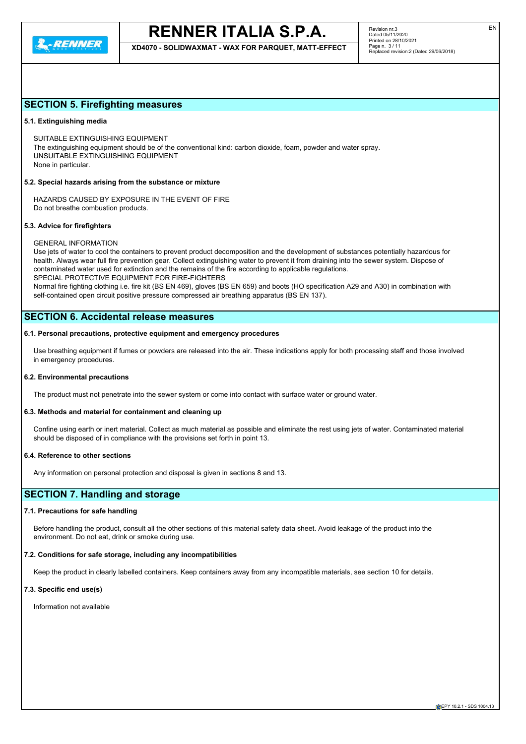## SECTION 5. Firefighting measures

### 5.1. Extinguishing media

SUITABLE EXTINGUISHING EQUIPMENT
The extinguishing equipment should be of the conventional kind: carbon dioxide, foam, powder and water spray.
UNSUITABLE EXTINGUISHING EQUIPMENT
None in particular.

### 5.2. Special hazards arising from the substance or mixture

HAZARDS CAUSED BY EXPOSURE IN THE EVENT OF FIRE
Do not breathe combustion products.

### 5.3. Advice for firefighters

GENERAL INFORMATION
Use jets of water to cool the containers to prevent product decomposition and the development of substances potentially hazardous for health. Always wear full fire prevention gear. Collect extinguishing water to prevent it from draining into the sewer system. Dispose of contaminated water used for extinction and the remains of the fire according to applicable regulations.
SPECIAL PROTECTIVE EQUIPMENT FOR FIRE-FIGHTERS
Normal fire fighting clothing i.e. fire kit (BS EN 469), gloves (BS EN 659) and boots (HO specification A29 and A30) in combination with self-contained open circuit positive pressure compressed air breathing apparatus (BS EN 137).

## SECTION 6. Accidental release measures

### 6.1. Personal precautions, protective equipment and emergency procedures

Use breathing equipment if fumes or powders are released into the air. These indications apply for both processing staff and those involved in emergency procedures.

### 6.2. Environmental precautions

The product must not penetrate into the sewer system or come into contact with surface water or ground water.

### 6.3. Methods and material for containment and cleaning up

Confine using earth or inert material. Collect as much material as possible and eliminate the rest using jets of water. Contaminated material should be disposed of in compliance with the provisions set forth in point 13.

### 6.4. Reference to other sections

Any information on personal protection and disposal is given in sections 8 and 13.

## SECTION 7. Handling and storage

### 7.1. Precautions for safe handling

Before handling the product, consult all the other sections of this material safety data sheet. Avoid leakage of the product into the environment. Do not eat, drink or smoke during use.

### 7.2. Conditions for safe storage, including any incompatibilities

Keep the product in clearly labelled containers. Keep containers away from any incompatible materials, see section 10 for details.

### 7.3. Specific end use(s)

Information not available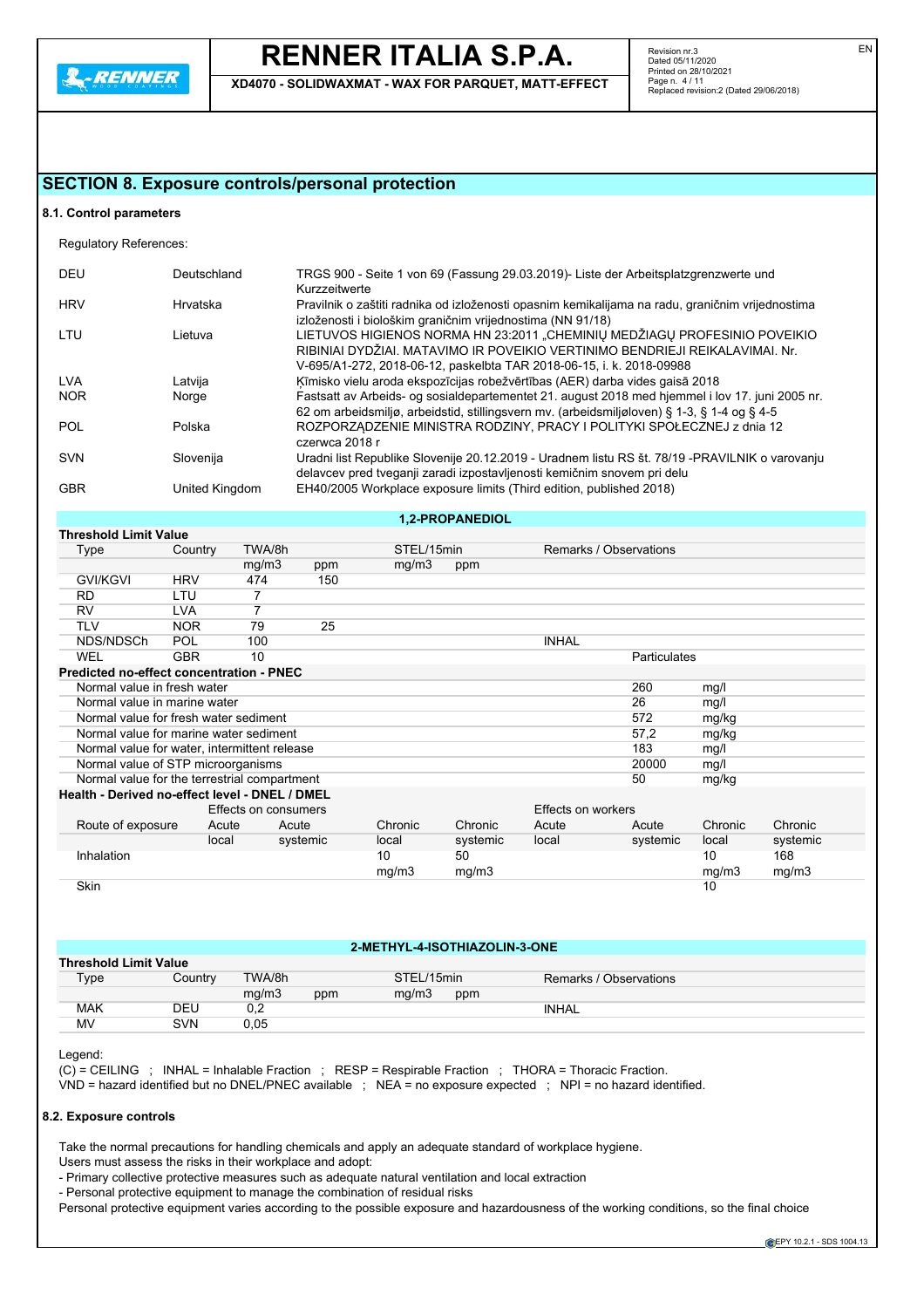## SECTION 8. Exposure controls/personal protection

### 8.1. Control parameters

Regulatory References:

| | | |
|---|---|---|
| DEU | Deutschland | TRGS 900 - Seite 1 von 69 (Fassung 29.03.2019)- Liste der Arbeitsplatzgrenzwerte und Kurzzeitwerte |
| HRV | Hrvatska | Pravilnik o zaštiti radnika od izloženosti opasnim kemikalijama na radu, graničnim vrijednostima izloženosti i biološkim graničnim vrijednostima (NN 91/18) |
| LTU | Lietuva | LIETUVOS HIGIENOS NORMA HN 23:2011 „CHEMINIŲ MEDŽIAGŲ PROFESINIO POVEIKIO RIBINIAI DYDŽIAI. MATAVIMO IR POVEIKIO VERTINIMO BENDRIEJI REIKALAVIMAI. Nr. V-695/A1-272, 2018-06-12, paskelbta TAR 2018-06-15, i. k. 2018-09988 |
| LVA | Latvija | Ķīmisko vielu aroda ekspozīcijas robežvērtības (AER) darba vides gaisā 2018 |
| NOR | Norge | Fastsatt av Arbeids- og sosialdepartementet 21. august 2018 med hjemmel i lov 17. juni 2005 nr. 62 om arbeidsmiljø, arbeidstid, stillingsvern mv. (arbeidsmiljøloven) § 1-3, § 1-4 og § 4-5 |
| POL | Polska | ROZPORZĄDZENIE MINISTRA RODZINY, PRACY I POLITYKI SPOŁECZNEJ z dnia 12 czerwca 2018 r |
| SVN | Slovenija | Uradni list Republike Slovenije 20.12.2019 - Uradnem listu RS št. 78/19 -PRAVILNIK o varovanju delavcev pred tveganji zaradi izpostavljenosti kemičnim snovem pri delu |
| GBR | United Kingdom | EH40/2005 Workplace exposure limits (Third edition, published 2018) |

**1,2-PROPANEDIOL**

**Threshold Limit Value**

| Type | Country | TWA/8h | | STEL/15min | | Remarks / Observations | |
|---|---|---|---|---|---|---|---|
| | | mg/m3 | ppm | mg/m3 | ppm | | |
| GVI/KGVI | HRV | 474 | 150 | | | | |
| RD | LTU | 7 | | | | | |
| RV | LVA | 7 | | | | | |
| TLV | NOR | 79 | 25 | | | | |
| NDS/NDSCh | POL | 100 | | | | INHAL | |
| WEL | GBR | 10 | | | | | Particulates |

**Predicted no-effect concentration - PNEC**

| | | |
|---|---|---|
| Normal value in fresh water | 260 | mg/l |
| Normal value in marine water | 26 | mg/l |
| Normal value for fresh water sediment | 572 | mg/kg |
| Normal value for marine water sediment | 57,2 | mg/kg |
| Normal value for water, intermittent release | 183 | mg/l |
| Normal value of STP microorganisms | 20000 | mg/l |
| Normal value for the terrestrial compartment | 50 | mg/kg |

**Health - Derived no-effect level - DNEL / DMEL**

| | Effects on consumers | | | | Effects on workers | | | |
|---|---|---|---|---|---|---|---|---|
| Route of exposure | Acute local | Acute systemic | Chronic local | Chronic systemic | Acute local | Acute systemic | Chronic local | Chronic systemic |
| Inhalation | | | 10 mg/m3 | 50 mg/m3 | | | 10 mg/m3 | 168 mg/m3 |
| Skin | | | | | | | 10 | |

**2-METHYL-4-ISOTHIAZOLIN-3-ONE**

**Threshold Limit Value**

| Type | Country | TWA/8h | | STEL/15min | | Remarks / Observations |
|---|---|---|---|---|---|---|
| | | mg/m3 | ppm | mg/m3 | ppm | |
| MAK | DEU | 0,2 | | | | INHAL |
| MV | SVN | 0,05 | | | | |

Legend:

(C) = CEILING ; INHAL = Inhalable Fraction ; RESP = Respirable Fraction ; THORA = Thoracic Fraction.
VND = hazard identified but no DNEL/PNEC available ; NEA = no exposure expected ; NPI = no hazard identified.

### 8.2. Exposure controls

Take the normal precautions for handling chemicals and apply an adequate standard of workplace hygiene.
Users must assess the risks in their workplace and adopt:
- Primary collective protective measures such as adequate natural ventilation and local extraction
- Personal protective equipment to manage the combination of residual risks

Personal protective equipment varies according to the possible exposure and hazardousness of the working conditions, so the final choice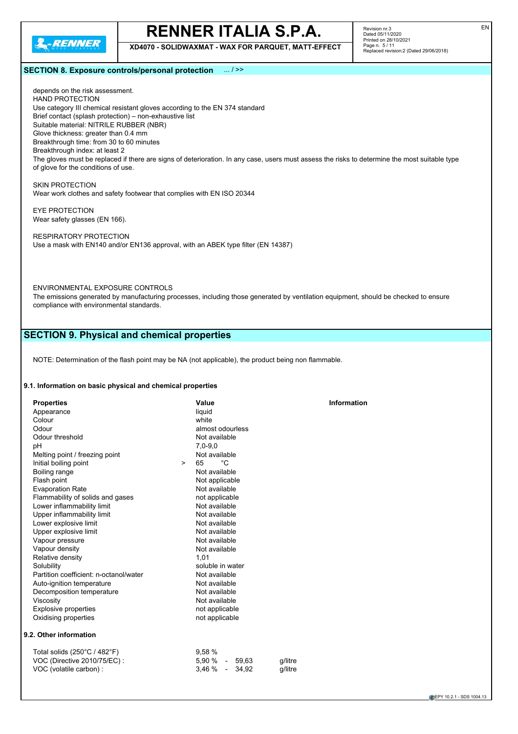## SECTION 8. Exposure controls/personal protection ... / >>

depends on the risk assessment.
HAND PROTECTION
Use category III chemical resistant gloves according to the EN 374 standard
Brief contact (splash protection) – non-exhaustive list
Suitable material: NITRILE RUBBER (NBR)
Glove thickness: greater than 0.4 mm
Breakthrough time: from 30 to 60 minutes
Breakthrough index: at least 2
The gloves must be replaced if there are signs of deterioration. In any case, users must assess the risks to determine the most suitable type of glove for the conditions of use.

SKIN PROTECTION
Wear work clothes and safety footwear that complies with EN ISO 20344

EYE PROTECTION
Wear safety glasses (EN 166).

RESPIRATORY PROTECTION
Use a mask with EN140 and/or EN136 approval, with an ABEK type filter (EN 14387)

ENVIRONMENTAL EXPOSURE CONTROLS
The emissions generated by manufacturing processes, including those generated by ventilation equipment, should be checked to ensure compliance with environmental standards.

## SECTION 9. Physical and chemical properties

NOTE: Determination of the flash point may be NA (not applicable), the product being non flammable.

### 9.1. Information on basic physical and chemical properties

| Properties | Value | Information |
|---|---|---|
| Appearance | liquid | |
| Colour | white | |
| Odour | almost odourless | |
| Odour threshold | Not available | |
| pH | 7,0-9,0 | |
| Melting point / freezing point | Not available | |
| Initial boiling point | > 65 °C | |
| Boiling range | Not available | |
| Flash point | Not applicable | |
| Evaporation Rate | Not available | |
| Flammability of solids and gases | not applicable | |
| Lower inflammability limit | Not available | |
| Upper inflammability limit | Not available | |
| Lower explosive limit | Not available | |
| Upper explosive limit | Not available | |
| Vapour pressure | Not available | |
| Vapour density | Not available | |
| Relative density | 1,01 | |
| Solubility | soluble in water | |
| Partition coefficient: n-octanol/water | Not available | |
| Auto-ignition temperature | Not available | |
| Decomposition temperature | Not available | |
| Viscosity | Not available | |
| Explosive properties | not applicable | |
| Oxidising properties | not applicable | |

### 9.2. Other information

| | | |
|---|---|---|
| Total solids (250°C / 482°F) | 9,58 % | |
| VOC (Directive 2010/75/EC) : | 5,90 % - 59,63 | g/litre |
| VOC (volatile carbon) : | 3,46 % - 34,92 | g/litre |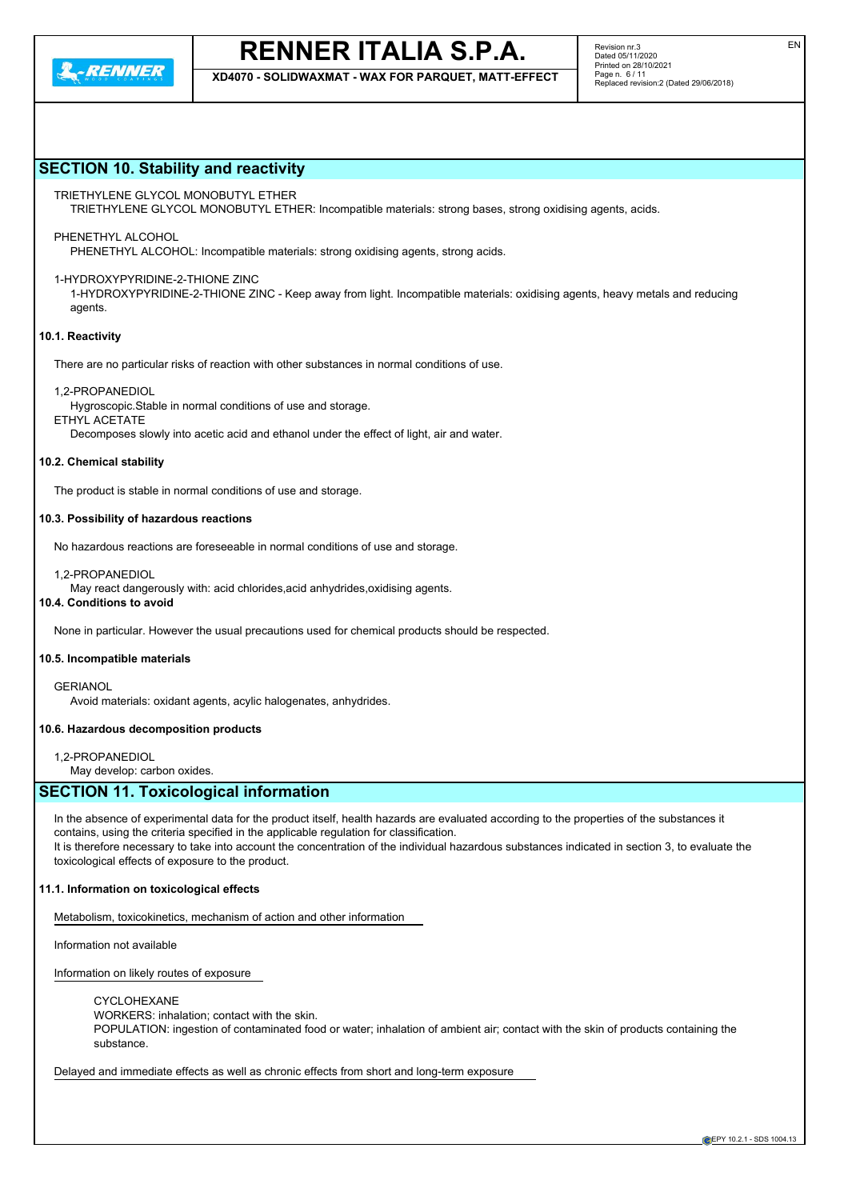## SECTION 10. Stability and reactivity

TRIETHYLENE GLYCOL MONOBUTYL ETHER

TRIETHYLENE GLYCOL MONOBUTYL ETHER: Incompatible materials: strong bases, strong oxidising agents, acids.

PHENETHYL ALCOHOL

PHENETHYL ALCOHOL: Incompatible materials: strong oxidising agents, strong acids.

1-HYDROXYPYRIDINE-2-THIONE ZINC

1-HYDROXYPYRIDINE-2-THIONE ZINC - Keep away from light. Incompatible materials: oxidising agents, heavy metals and reducing agents.

### 10.1. Reactivity

There are no particular risks of reaction with other substances in normal conditions of use.

1,2-PROPANEDIOL

Hygroscopic.Stable in normal conditions of use and storage.

ETHYL ACETATE

Decomposes slowly into acetic acid and ethanol under the effect of light, air and water.

### 10.2. Chemical stability

The product is stable in normal conditions of use and storage.

### 10.3. Possibility of hazardous reactions

No hazardous reactions are foreseeable in normal conditions of use and storage.

1,2-PROPANEDIOL

May react dangerously with: acid chlorides,acid anhydrides,oxidising agents.

### 10.4. Conditions to avoid

None in particular. However the usual precautions used for chemical products should be respected.

### 10.5. Incompatible materials

GERIANOL

Avoid materials: oxidant agents, acylic halogenates, anhydrides.

### 10.6. Hazardous decomposition products

1,2-PROPANEDIOL

May develop: carbon oxides.

## SECTION 11. Toxicological information

In the absence of experimental data for the product itself, health hazards are evaluated according to the properties of the substances it contains, using the criteria specified in the applicable regulation for classification.
It is therefore necessary to take into account the concentration of the individual hazardous substances indicated in section 3, to evaluate the toxicological effects of exposure to the product.

### 11.1. Information on toxicological effects

Metabolism, toxicokinetics, mechanism of action and other information

Information not available

Information on likely routes of exposure

CYCLOHEXANE

WORKERS: inhalation; contact with the skin.

POPULATION: ingestion of contaminated food or water; inhalation of ambient air; contact with the skin of products containing the substance.

Delayed and immediate effects as well as chronic effects from short and long-term exposure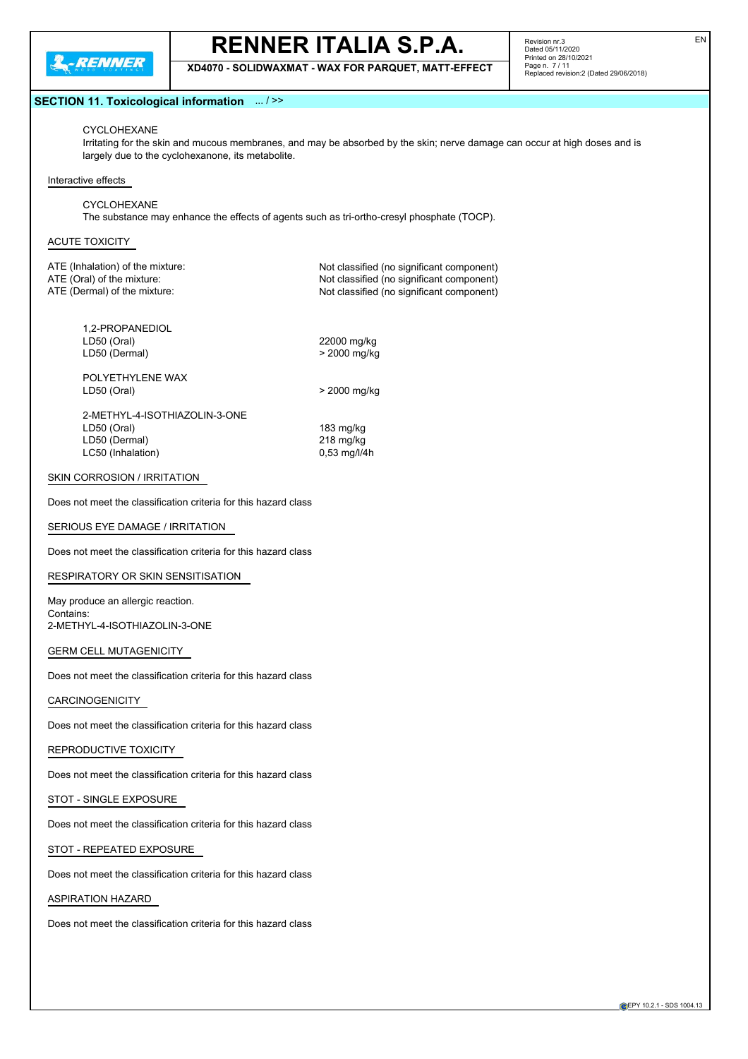## SECTION 11. Toxicological information ... / >>

CYCLOHEXANE

Irritating for the skin and mucous membranes, and may be absorbed by the skin; nerve damage can occur at high doses and is largely due to the cyclohexanone, its metabolite.

Interactive effects

CYCLOHEXANE

The substance may enhance the effects of agents such as tri-ortho-cresyl phosphate (TOCP).

ACUTE TOXICITY

| | |
|---|---|
| ATE (Inhalation) of the mixture: | Not classified (no significant component) |
| ATE (Oral) of the mixture: | Not classified (no significant component) |
| ATE (Dermal) of the mixture: | Not classified (no significant component) |

1,2-PROPANEDIOL

| | |
|---|---|
| LD50 (Oral) | 22000 mg/kg |
| LD50 (Dermal) | > 2000 mg/kg |

POLYETHYLENE WAX

| | |
|---|---|
| LD50 (Oral) | > 2000 mg/kg |

2-METHYL-4-ISOTHIAZOLIN-3-ONE

| | |
|---|---|
| LD50 (Oral) | 183 mg/kg |
| LD50 (Dermal) | 218 mg/kg |
| LC50 (Inhalation) | 0,53 mg/l/4h |

SKIN CORROSION / IRRITATION

Does not meet the classification criteria for this hazard class

SERIOUS EYE DAMAGE / IRRITATION

Does not meet the classification criteria for this hazard class

RESPIRATORY OR SKIN SENSITISATION

May produce an allergic reaction.
Contains:
2-METHYL-4-ISOTHIAZOLIN-3-ONE

GERM CELL MUTAGENICITY

Does not meet the classification criteria for this hazard class

CARCINOGENICITY

Does not meet the classification criteria for this hazard class

REPRODUCTIVE TOXICITY

Does not meet the classification criteria for this hazard class

STOT - SINGLE EXPOSURE

Does not meet the classification criteria for this hazard class

STOT - REPEATED EXPOSURE

Does not meet the classification criteria for this hazard class

ASPIRATION HAZARD

Does not meet the classification criteria for this hazard class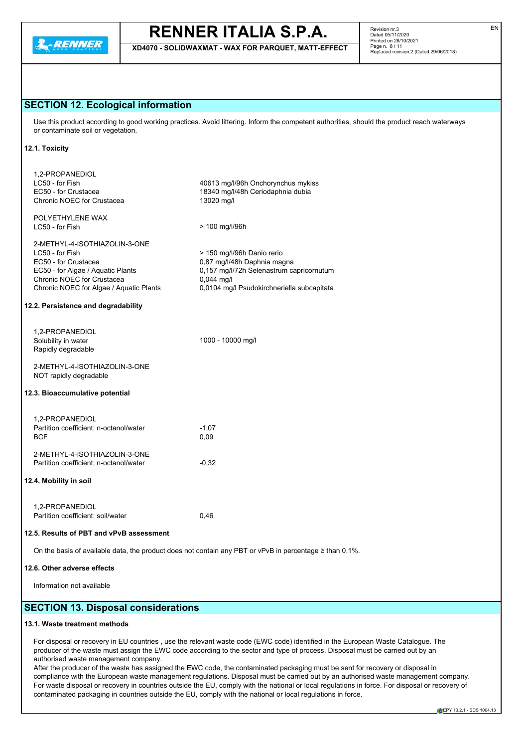## SECTION 12. Ecological information

Use this product according to good working practices. Avoid littering. Inform the competent authorities, should the product reach waterways or contaminate soil or vegetation.

### 12.1. Toxicity

| | |
|---|---|
| 1,2-PROPANEDIOL | |
| LC50 - for Fish | 40613 mg/l/96h Onchorynchus mykiss |
| EC50 - for Crustacea | 18340 mg/l/48h Ceriodaphnia dubia |
| Chronic NOEC for Crustacea | 13020 mg/l |
| | |
| POLYETHYLENE WAX | |
| LC50 - for Fish | > 100 mg/l/96h |
| | |
| 2-METHYL-4-ISOTHIAZOLIN-3-ONE | |
| LC50 - for Fish | > 150 mg/l/96h Danio rerio |
| EC50 - for Crustacea | 0,87 mg/l/48h Daphnia magna |
| EC50 - for Algae / Aquatic Plants | 0,157 mg/l/72h Selenastrum capricornutum |
| Chronic NOEC for Crustacea | 0,044 mg/l |
| Chronic NOEC for Algae / Aquatic Plants | 0,0104 mg/l Psudokirchneriella subcapitata |

### 12.2. Persistence and degradability

| | |
|---|---|
| 1,2-PROPANEDIOL | |
| Solubility in water | 1000 - 10000 mg/l |
| Rapidly degradable | |
| | |
| 2-METHYL-4-ISOTHIAZOLIN-3-ONE | |
| NOT rapidly degradable | |

### 12.3. Bioaccumulative potential

| | |
|---|---|
| 1,2-PROPANEDIOL | |
| Partition coefficient: n-octanol/water | -1,07 |
| BCF | 0,09 |
| | |
| 2-METHYL-4-ISOTHIAZOLIN-3-ONE | |
| Partition coefficient: n-octanol/water | -0,32 |

### 12.4. Mobility in soil

| | |
|---|---|
| 1,2-PROPANEDIOL | |
| Partition coefficient: soil/water | 0,46 |

### 12.5. Results of PBT and vPvB assessment

On the basis of available data, the product does not contain any PBT or vPvB in percentage ≥ than 0,1%.

### 12.6. Other adverse effects

Information not available

## SECTION 13. Disposal considerations

### 13.1. Waste treatment methods

For disposal or recovery in EU countries , use the relevant waste code (EWC code) identified in the European Waste Catalogue. The producer of the waste must assign the EWC code according to the sector and type of process. Disposal must be carried out by an authorised waste management company.
After the producer of the waste has assigned the EWC code, the contaminated packaging must be sent for recovery or disposal in compliance with the European waste management regulations. Disposal must be carried out by an authorised waste management company.
For waste disposal or recovery in countries outside the EU, comply with the national or local regulations in force. For disposal or recovery of contaminated packaging in countries outside the EU, comply with the national or local regulations in force.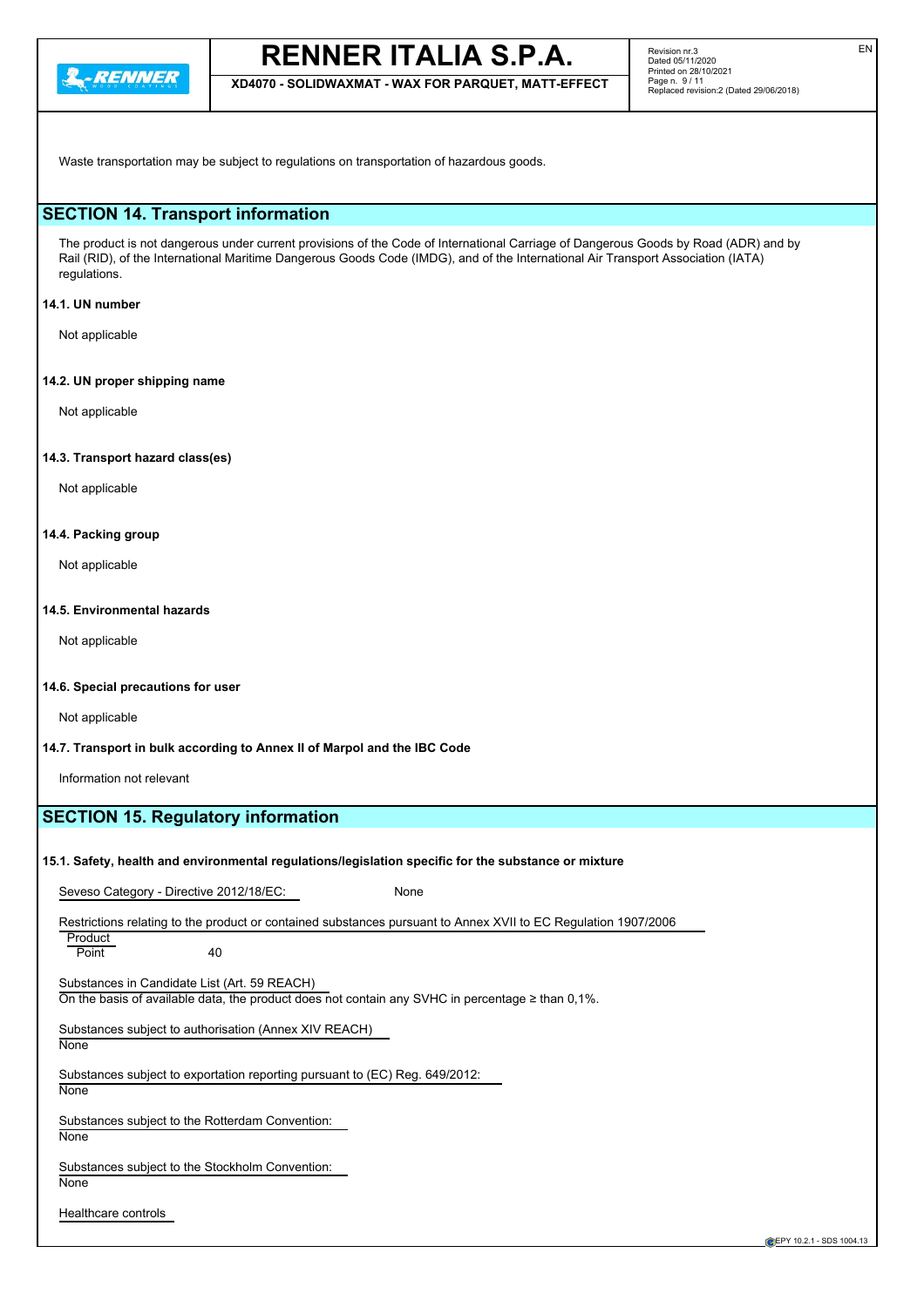Waste transportation may be subject to regulations on transportation of hazardous goods.

## SECTION 14. Transport information

The product is not dangerous under current provisions of the Code of International Carriage of Dangerous Goods by Road (ADR) and by Rail (RID), of the International Maritime Dangerous Goods Code (IMDG), and of the International Air Transport Association (IATA) regulations.

**14.1. UN number**

Not applicable

**14.2. UN proper shipping name**

Not applicable

**14.3. Transport hazard class(es)**

Not applicable

**14.4. Packing group**

Not applicable

**14.5. Environmental hazards**

Not applicable

**14.6. Special precautions for user**

Not applicable

**14.7. Transport in bulk according to Annex II of Marpol and the IBC Code**

Information not relevant

## SECTION 15. Regulatory information

**15.1. Safety, health and environmental regulations/legislation specific for the substance or mixture**

Seveso Category - Directive 2012/18/EC: None

Restrictions relating to the product or contained substances pursuant to Annex XVII to EC Regulation 1907/2006

Product
Point 40

Substances in Candidate List (Art. 59 REACH)
On the basis of available data, the product does not contain any SVHC in percentage ≥ than 0,1%.

Substances subject to authorisation (Annex XIV REACH)
None

Substances subject to exportation reporting pursuant to (EC) Reg. 649/2012:
None

Substances subject to the Rotterdam Convention:
None

Substances subject to the Stockholm Convention:
None

Healthcare controls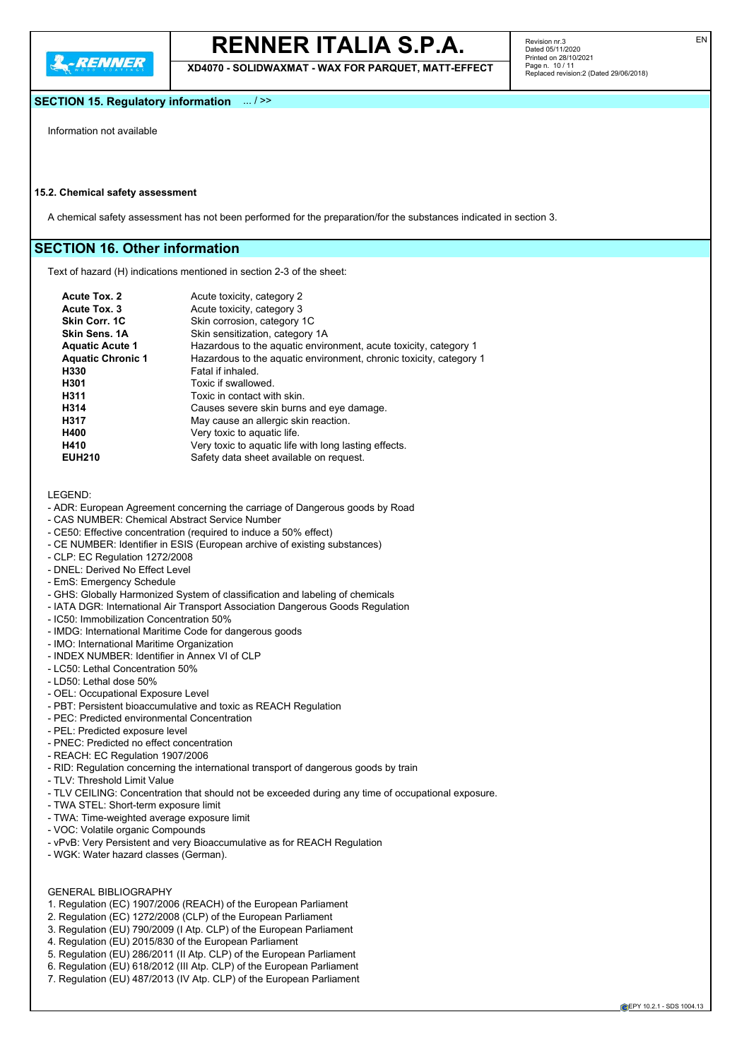## SECTION 15. Regulatory information ... / >>

Information not available

### 15.2. Chemical safety assessment

A chemical safety assessment has not been performed for the preparation/for the substances indicated in section 3.

## SECTION 16. Other information

Text of hazard (H) indications mentioned in section 2-3 of the sheet:

| | |
|---|---|
| **Acute Tox. 2** | Acute toxicity, category 2 |
| **Acute Tox. 3** | Acute toxicity, category 3 |
| **Skin Corr. 1C** | Skin corrosion, category 1C |
| **Skin Sens. 1A** | Skin sensitization, category 1A |
| **Aquatic Acute 1** | Hazardous to the aquatic environment, acute toxicity, category 1 |
| **Aquatic Chronic 1** | Hazardous to the aquatic environment, chronic toxicity, category 1 |
| **H330** | Fatal if inhaled. |
| **H301** | Toxic if swallowed. |
| **H311** | Toxic in contact with skin. |
| **H314** | Causes severe skin burns and eye damage. |
| **H317** | May cause an allergic skin reaction. |
| **H400** | Very toxic to aquatic life. |
| **H410** | Very toxic to aquatic life with long lasting effects. |
| **EUH210** | Safety data sheet available on request. |

LEGEND:
- ADR: European Agreement concerning the carriage of Dangerous goods by Road
- CAS NUMBER: Chemical Abstract Service Number
- CE50: Effective concentration (required to induce a 50% effect)
- CE NUMBER: Identifier in ESIS (European archive of existing substances)
- CLP: EC Regulation 1272/2008
- DNEL: Derived No Effect Level
- EmS: Emergency Schedule
- GHS: Globally Harmonized System of classification and labeling of chemicals
- IATA DGR: International Air Transport Association Dangerous Goods Regulation
- IC50: Immobilization Concentration 50%
- IMDG: International Maritime Code for dangerous goods
- IMO: International Maritime Organization
- INDEX NUMBER: Identifier in Annex VI of CLP
- LC50: Lethal Concentration 50%
- LD50: Lethal dose 50%
- OEL: Occupational Exposure Level
- PBT: Persistent bioaccumulative and toxic as REACH Regulation
- PEC: Predicted environmental Concentration
- PEL: Predicted exposure level
- PNEC: Predicted no effect concentration
- REACH: EC Regulation 1907/2006
- RID: Regulation concerning the international transport of dangerous goods by train
- TLV: Threshold Limit Value
- TLV CEILING: Concentration that should not be exceeded during any time of occupational exposure.
- TWA STEL: Short-term exposure limit
- TWA: Time-weighted average exposure limit
- VOC: Volatile organic Compounds
- vPvB: Very Persistent and very Bioaccumulative as for REACH Regulation
- WGK: Water hazard classes (German).

GENERAL BIBLIOGRAPHY
1. Regulation (EC) 1907/2006 (REACH) of the European Parliament
2. Regulation (EC) 1272/2008 (CLP) of the European Parliament
3. Regulation (EU) 790/2009 (I Atp. CLP) of the European Parliament
4. Regulation (EU) 2015/830 of the European Parliament
5. Regulation (EU) 286/2011 (II Atp. CLP) of the European Parliament
6. Regulation (EU) 618/2012 (III Atp. CLP) of the European Parliament
7. Regulation (EU) 487/2013 (IV Atp. CLP) of the European Parliament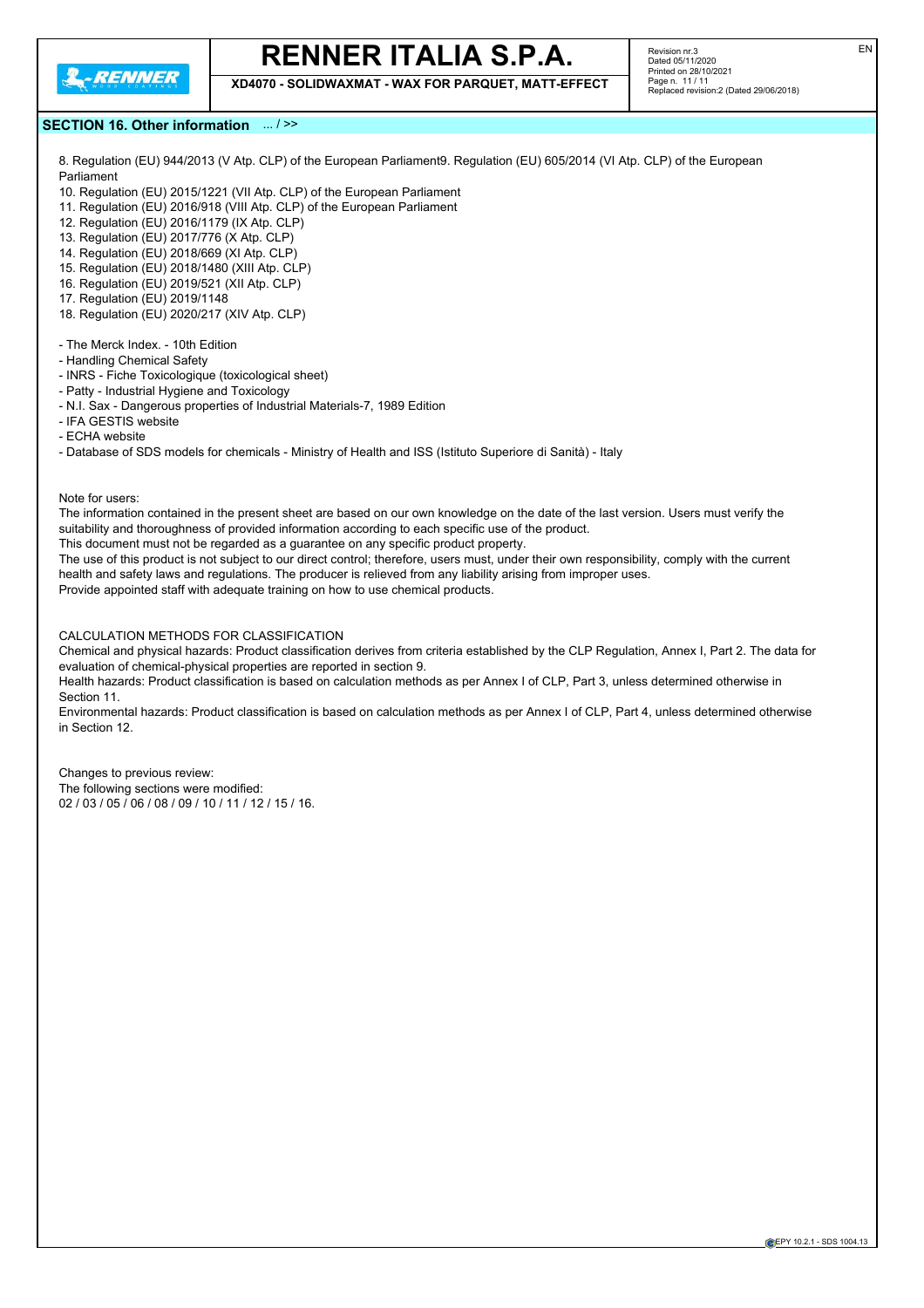## SECTION 16. Other information ... / >>

8. Regulation (EU) 944/2013 (V Atp. CLP) of the European Parliament9. Regulation (EU) 605/2014 (VI Atp. CLP) of the European Parliament
10. Regulation (EU) 2015/1221 (VII Atp. CLP) of the European Parliament
11. Regulation (EU) 2016/918 (VIII Atp. CLP) of the European Parliament
12. Regulation (EU) 2016/1179 (IX Atp. CLP)
13. Regulation (EU) 2017/776 (X Atp. CLP)
14. Regulation (EU) 2018/669 (XI Atp. CLP)
15. Regulation (EU) 2018/1480 (XIII Atp. CLP)
16. Regulation (EU) 2019/521 (XII Atp. CLP)
17. Regulation (EU) 2019/1148
18. Regulation (EU) 2020/217 (XIV Atp. CLP)

- The Merck Index. - 10th Edition
- Handling Chemical Safety
- INRS - Fiche Toxicologique (toxicological sheet)
- Patty - Industrial Hygiene and Toxicology
- N.I. Sax - Dangerous properties of Industrial Materials-7, 1989 Edition
- IFA GESTIS website
- ECHA website
- Database of SDS models for chemicals - Ministry of Health and ISS (Istituto Superiore di Sanità) - Italy

Note for users:
The information contained in the present sheet are based on our own knowledge on the date of the last version. Users must verify the suitability and thoroughness of provided information according to each specific use of the product.
This document must not be regarded as a guarantee on any specific product property.
The use of this product is not subject to our direct control; therefore, users must, under their own responsibility, comply with the current health and safety laws and regulations. The producer is relieved from any liability arising from improper uses.
Provide appointed staff with adequate training on how to use chemical products.

CALCULATION METHODS FOR CLASSIFICATION
Chemical and physical hazards: Product classification derives from criteria established by the CLP Regulation, Annex I, Part 2. The data for evaluation of chemical-physical properties are reported in section 9.
Health hazards: Product classification is based on calculation methods as per Annex I of CLP, Part 3, unless determined otherwise in Section 11.
Environmental hazards: Product classification is based on calculation methods as per Annex I of CLP, Part 4, unless determined otherwise in Section 12.

Changes to previous review:
The following sections were modified:
02 / 03 / 05 / 06 / 08 / 09 / 10 / 11 / 12 / 15 / 16.